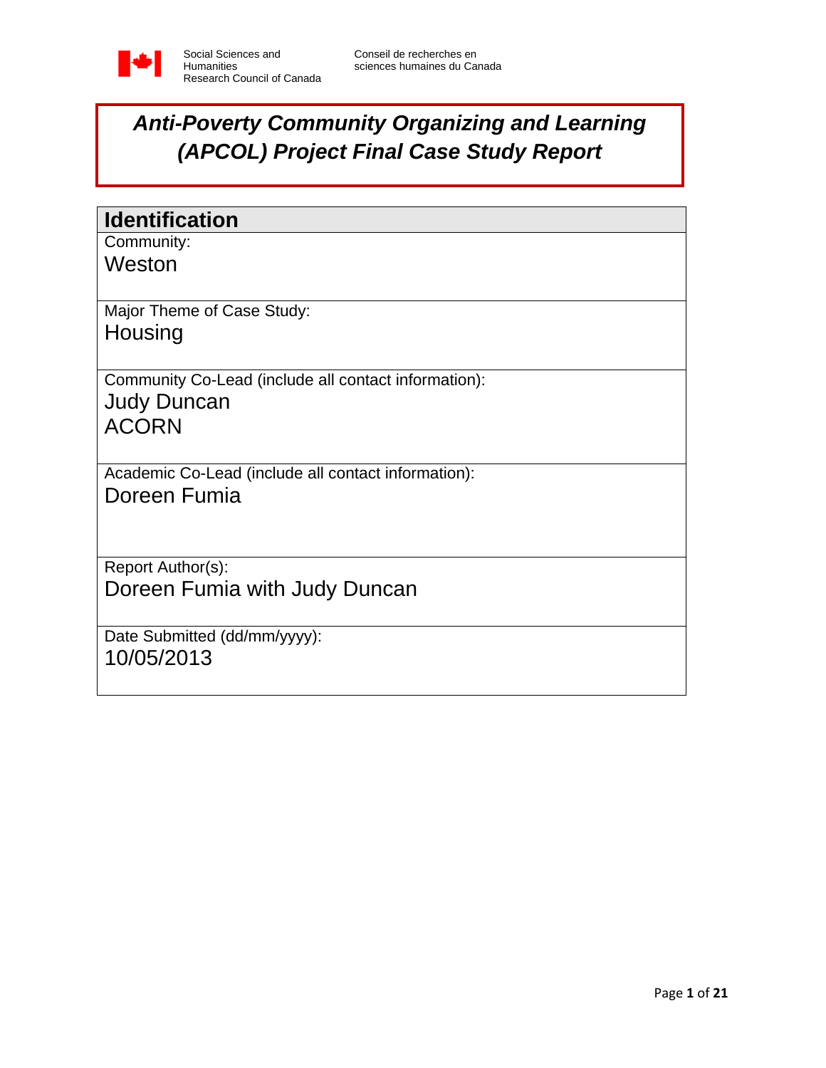Social Sciences and Humanities Research Council of Canada

Conseil de recherches en sciences humaines du Canada

# *Anti-Poverty Community Organizing and Learning (APCOL) Project Final Case Study Report*

## Identification

Community:

Weston

Major Theme of Case Study:

Housing

Community Co-Lead (include all contact information):

Judy Duncan

ACORN

Academic Co-Lead (include all contact information):

Doreen Fumia

Report Author(s):

Doreen Fumia with Judy Duncan

Date Submitted (dd/mm/yyyy):

10/05/2013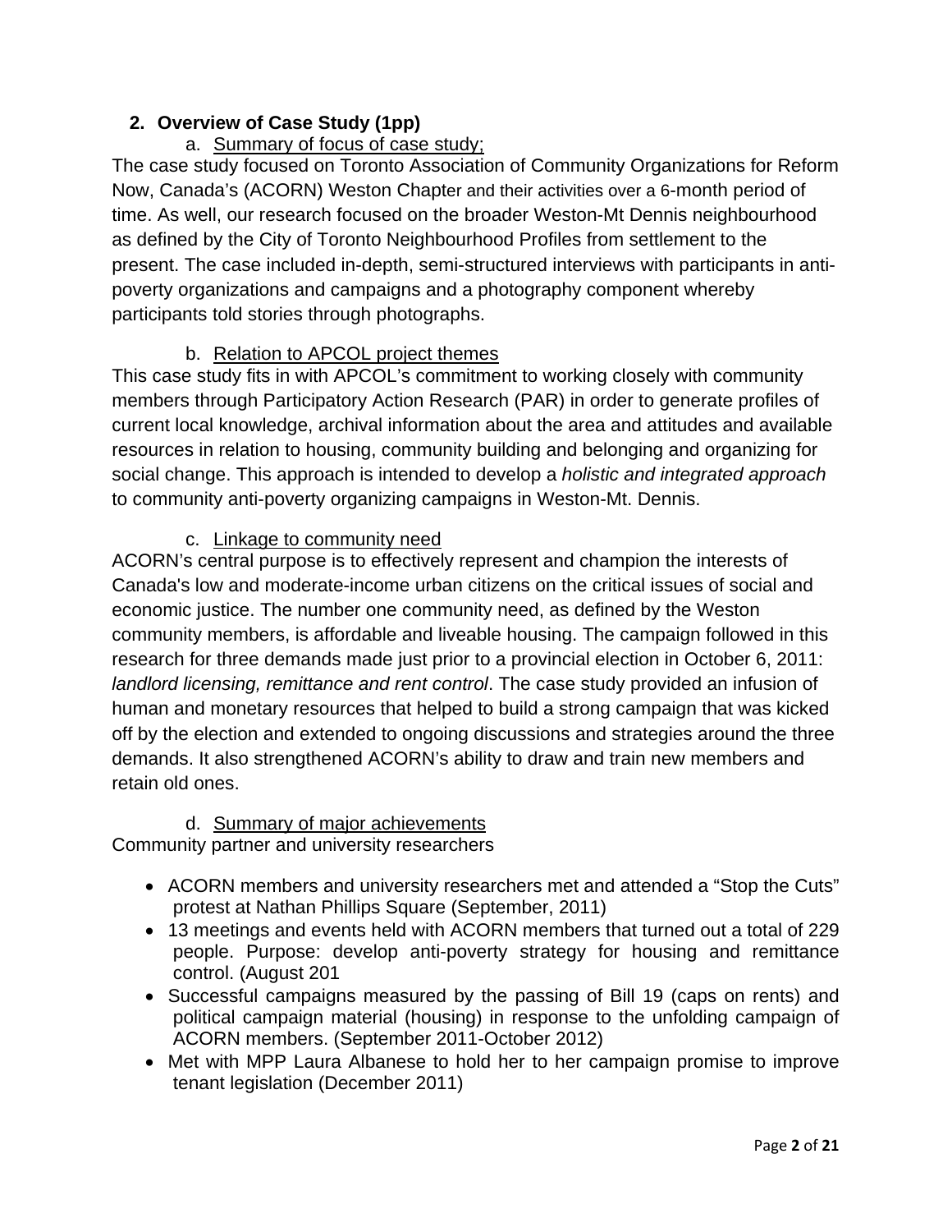## 2. Overview of Case Study (1pp)

### a. Summary of focus of case study;

The case study focused on Toronto Association of Community Organizations for Reform Now, Canada's (ACORN) Weston Chapter and their activities over a 6-month period of time. As well, our research focused on the broader Weston-Mt Dennis neighbourhood as defined by the City of Toronto Neighbourhood Profiles from settlement to the present. The case included in-depth, semi-structured interviews with participants in anti-poverty organizations and campaigns and a photography component whereby participants told stories through photographs.

### b. Relation to APCOL project themes

This case study fits in with APCOL's commitment to working closely with community members through Participatory Action Research (PAR) in order to generate profiles of current local knowledge, archival information about the area and attitudes and available resources in relation to housing, community building and belonging and organizing for social change. This approach is intended to develop a *holistic and integrated approach* to community anti-poverty organizing campaigns in Weston-Mt. Dennis.

### c. Linkage to community need

ACORN's central purpose is to effectively represent and champion the interests of Canada's low and moderate-income urban citizens on the critical issues of social and economic justice. The number one community need, as defined by the Weston community members, is affordable and liveable housing. The campaign followed in this research for three demands made just prior to a provincial election in October 6, 2011: *landlord licensing, remittance and rent control*. The case study provided an infusion of human and monetary resources that helped to build a strong campaign that was kicked off by the election and extended to ongoing discussions and strategies around the three demands. It also strengthened ACORN's ability to draw and train new members and retain old ones.

### d. Summary of major achievements

Community partner and university researchers

- ACORN members and university researchers met and attended a "Stop the Cuts" protest at Nathan Phillips Square (September, 2011)
- 13 meetings and events held with ACORN members that turned out a total of 229 people. Purpose: develop anti-poverty strategy for housing and remittance control. (August 201
- Successful campaigns measured by the passing of Bill 19 (caps on rents) and political campaign material (housing) in response to the unfolding campaign of ACORN members. (September 2011-October 2012)
- Met with MPP Laura Albanese to hold her to her campaign promise to improve tenant legislation (December 2011)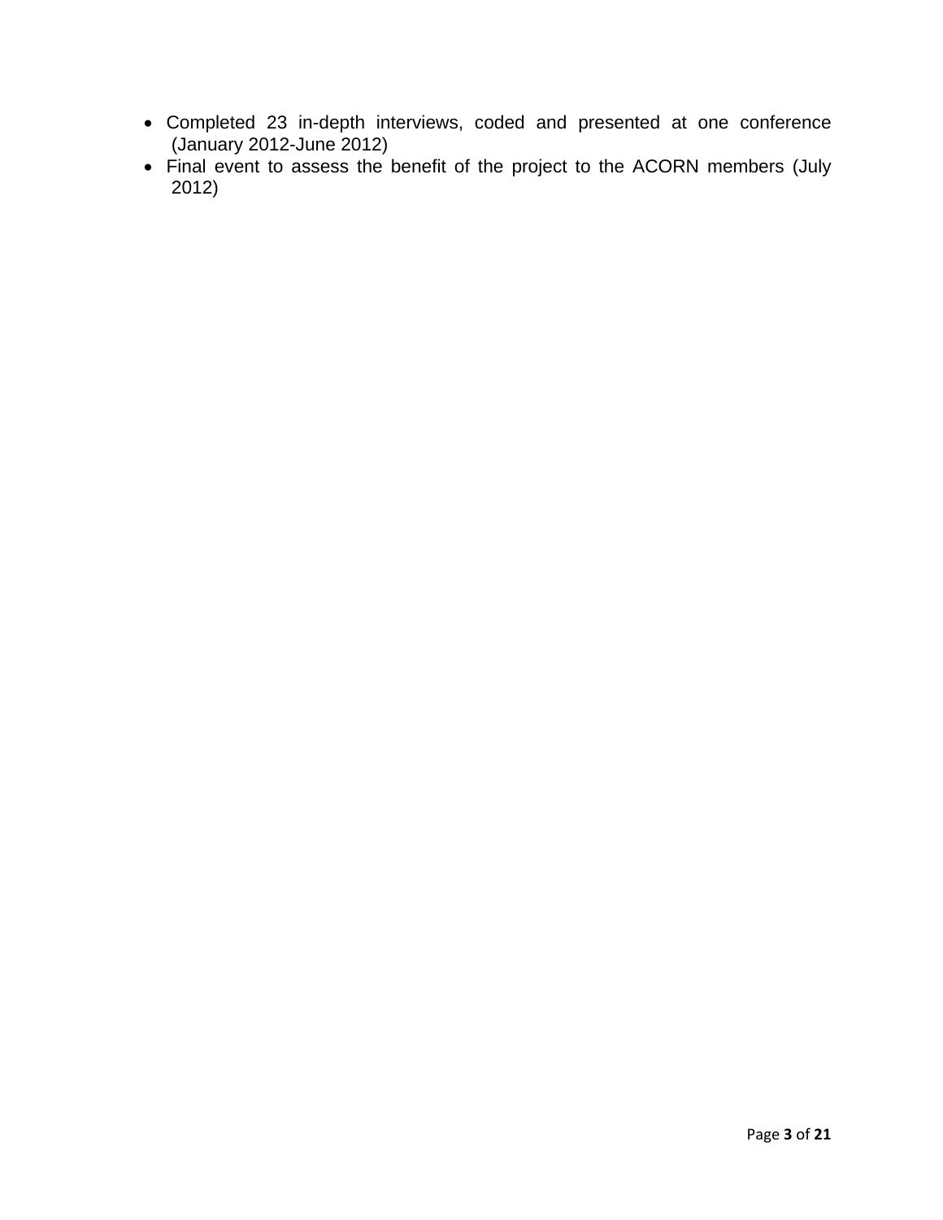- Completed 23 in-depth interviews, coded and presented at one conference (January 2012-June 2012)
- Final event to assess the benefit of the project to the ACORN members (July 2012)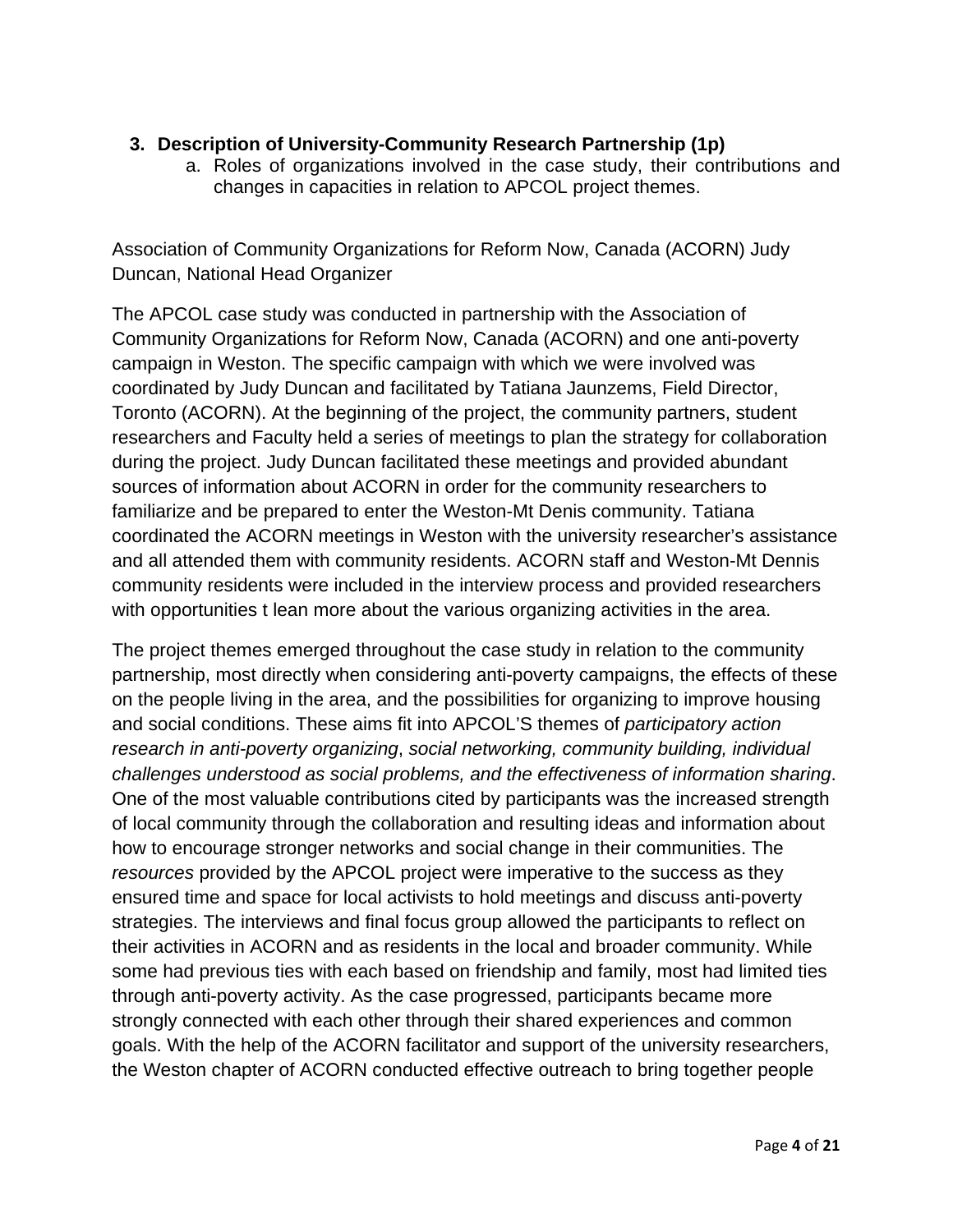3. **Description of University-Community Research Partnership (1p)**
    a. Roles of organizations involved in the case study, their contributions and changes in capacities in relation to APCOL project themes.

Association of Community Organizations for Reform Now, Canada (ACORN) Judy Duncan, National Head Organizer

The APCOL case study was conducted in partnership with the Association of Community Organizations for Reform Now, Canada (ACORN) and one anti-poverty campaign in Weston. The specific campaign with which we were involved was coordinated by Judy Duncan and facilitated by Tatiana Jaunzems, Field Director, Toronto (ACORN). At the beginning of the project, the community partners, student researchers and Faculty held a series of meetings to plan the strategy for collaboration during the project. Judy Duncan facilitated these meetings and provided abundant sources of information about ACORN in order for the community researchers to familiarize and be prepared to enter the Weston-Mt Denis community. Tatiana coordinated the ACORN meetings in Weston with the university researcher's assistance and all attended them with community residents. ACORN staff and Weston-Mt Dennis community residents were included in the interview process and provided researchers with opportunities t lean more about the various organizing activities in the area.

The project themes emerged throughout the case study in relation to the community partnership, most directly when considering anti-poverty campaigns, the effects of these on the people living in the area, and the possibilities for organizing to improve housing and social conditions. These aims fit into APCOL'S themes of *participatory action research in anti-poverty organizing*, *social networking, community building, individual challenges understood as social problems, and the effectiveness of information sharing*. One of the most valuable contributions cited by participants was the increased strength of local community through the collaboration and resulting ideas and information about how to encourage stronger networks and social change in their communities. The *resources* provided by the APCOL project were imperative to the success as they ensured time and space for local activists to hold meetings and discuss anti-poverty strategies. The interviews and final focus group allowed the participants to reflect on their activities in ACORN and as residents in the local and broader community. While some had previous ties with each based on friendship and family, most had limited ties through anti-poverty activity. As the case progressed, participants became more strongly connected with each other through their shared experiences and common goals. With the help of the ACORN facilitator and support of the university researchers, the Weston chapter of ACORN conducted effective outreach to bring together people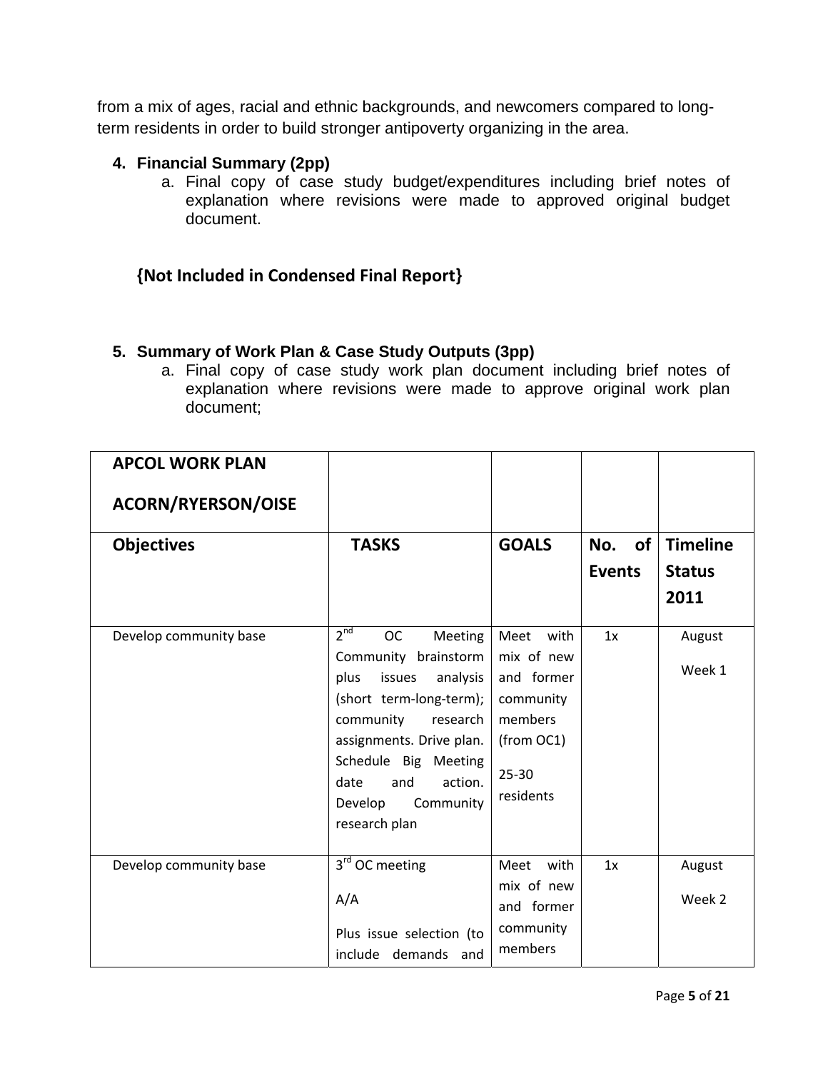from a mix of ages, racial and ethnic backgrounds, and newcomers compared to long-term residents in order to build stronger antipoverty organizing in the area.

4. **Financial Summary (2pp)**
   a. Final copy of case study budget/expenditures including brief notes of explanation where revisions were made to approved original budget document.

**{Not Included in Condensed Final Report}**

5. **Summary of Work Plan & Case Study Outputs (3pp)**
   a. Final copy of case study work plan document including brief notes of explanation where revisions were made to approve original work plan document;

| **APCOL WORK PLAN**<br><br>**ACORN/RYERSON/OISE** | | | | |
|---|---|---|---|---|
| **Objectives** | **TASKS** | **GOALS** | **No. of Events** | **Timeline Status 2011** |
| Develop community base | 2nd OC Meeting Community brainstorm plus issues analysis (short term-long-term); community research assignments. Drive plan. Schedule Big Meeting date and action. Develop Community research plan | Meet with mix of new and former community members (from OC1)<br><br>25-30 residents | 1x | August<br><br>Week 1 |
| Develop community base | 3rd OC meeting<br><br>A/A<br><br>Plus issue selection (to include demands and | Meet with mix of new and former community members | 1x | August<br><br>Week 2 |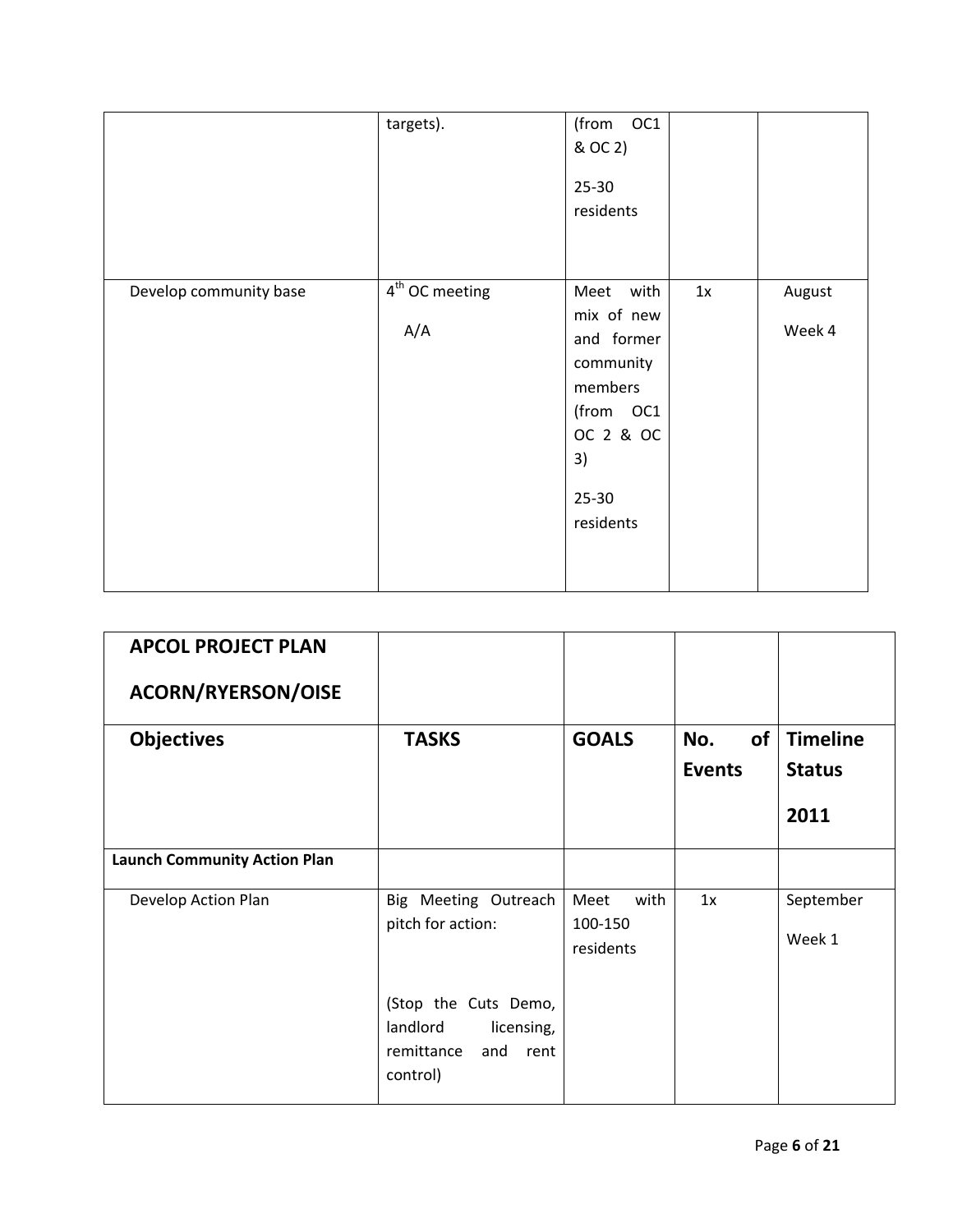| | | | | |
|---|---|---|---|---|
| | targets). | (from OC1 & OC 2)<br><br>25-30 residents | | |
| Develop community base | 4th OC meeting<br><br>A/A | Meet with mix of new and former community members (from OC1 OC 2 & OC 3)<br><br>25-30 residents | 1x | August<br><br>Week 4 |

| **APCOL PROJECT PLAN**<br><br>**ACORN/RYERSON/OISE** | | | | |
|---|---|---|---|---|
| **Objectives** | **TASKS** | **GOALS** | **No. of Events** | **Timeline Status**<br><br>**2011** |
| **Launch Community Action Plan** | | | | |
| Develop Action Plan | Big Meeting Outreach pitch for action:<br><br>(Stop the Cuts Demo, landlord licensing, remittance and rent control) | Meet with 100-150 residents | 1x | September<br><br>Week 1 |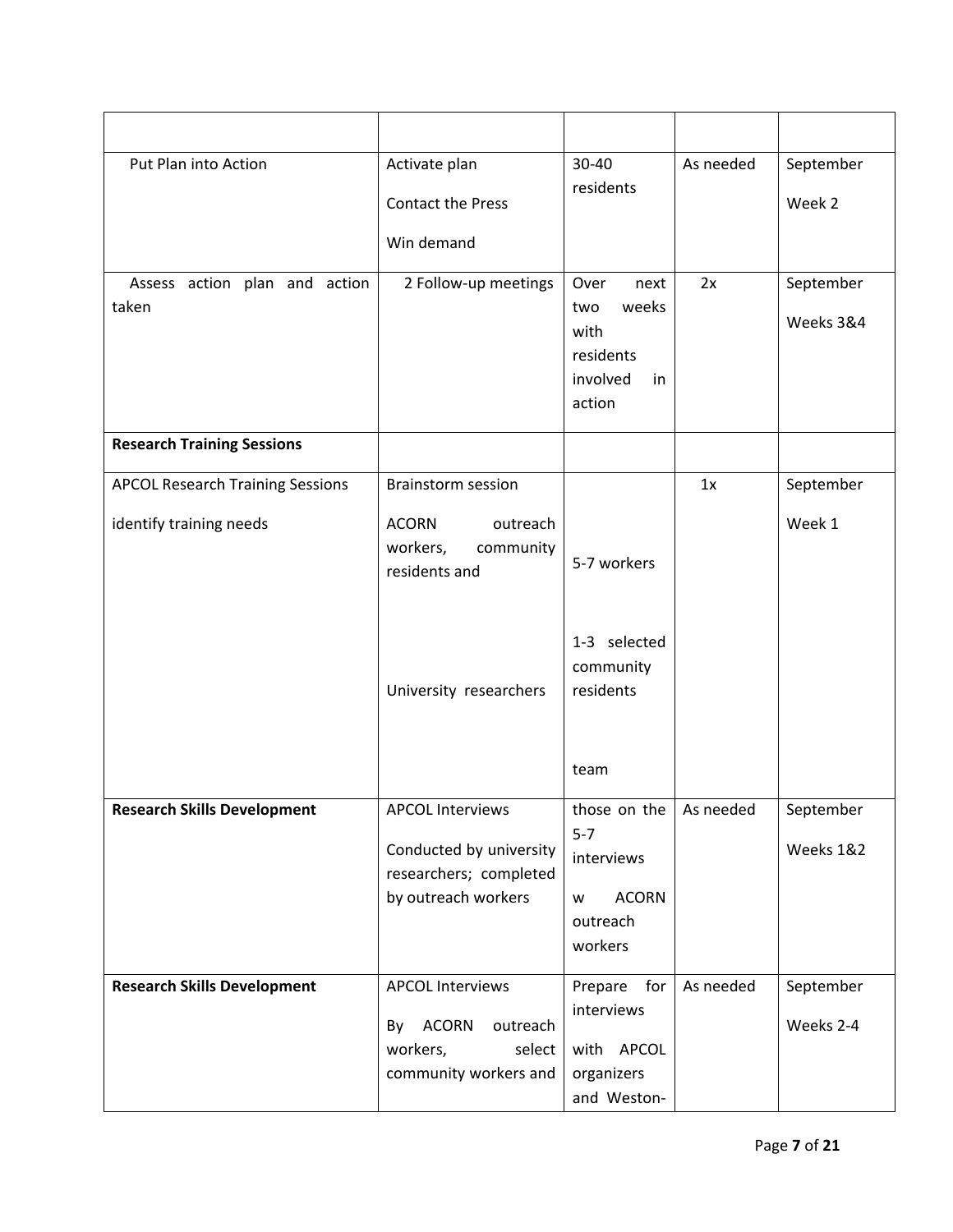| | | | | |
|---|---|---|---|---|
| Put Plan into Action | Activate plan<br>Contact the Press<br>Win demand | 30-40 residents | As needed | September<br>Week 2 |
| Assess action plan and action taken | 2 Follow-up meetings | Over next two weeks with residents involved in action | 2x | September<br>Weeks 3&4 |
| **Research Training Sessions** | | | | |
| APCOL Research Training Sessions<br>identify training needs | Brainstorm session<br>ACORN outreach workers, community residents and<br>University researchers | 5-7 workers<br>1-3 selected community residents<br>team | 1x | September<br>Week 1 |
| **Research Skills Development** | APCOL Interviews<br>Conducted by university researchers; completed by outreach workers | those on the 5-7 interviews<br>w ACORN outreach workers | As needed | September<br>Weeks 1&2 |
| **Research Skills Development** | APCOL Interviews<br>By ACORN outreach workers, select community workers and | Prepare for interviews<br>with APCOL organizers and Weston- | As needed | September<br>Weeks 2-4 |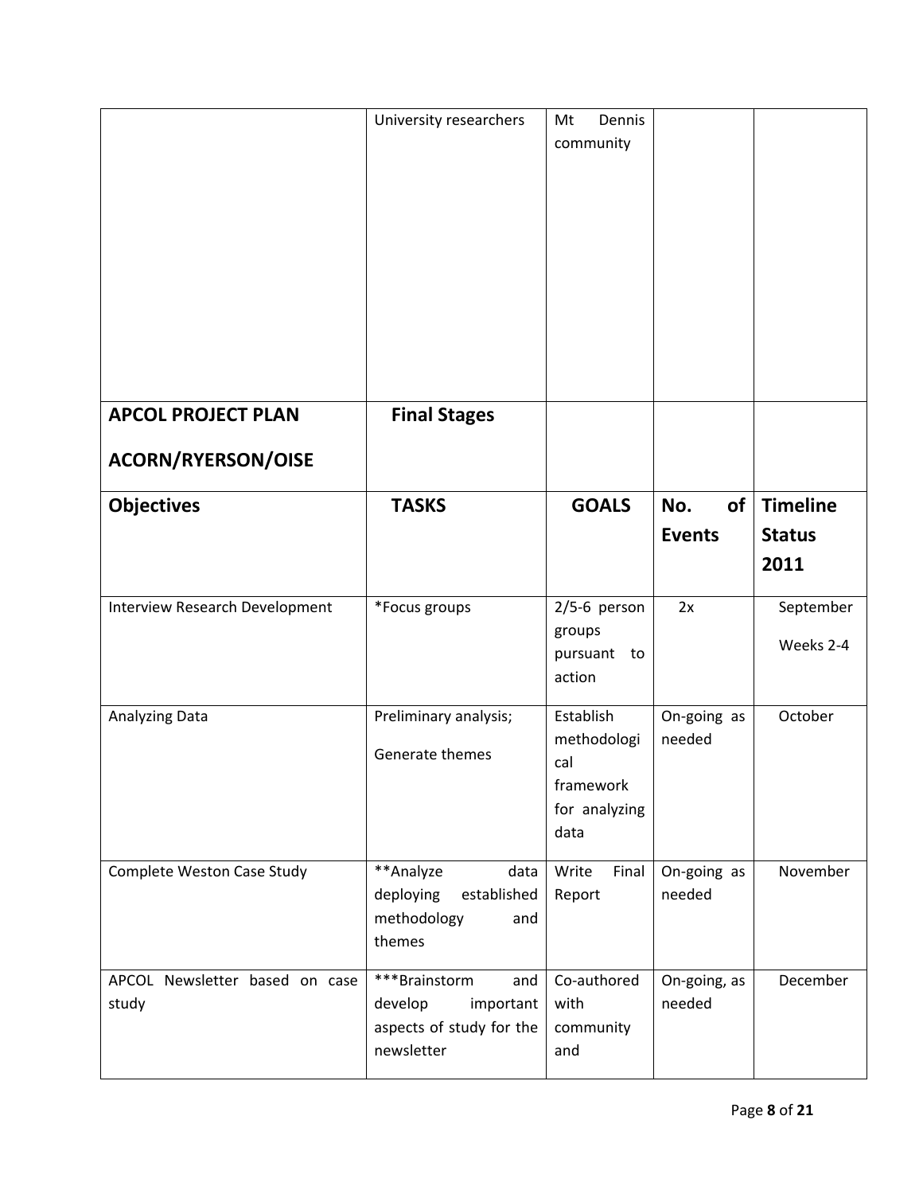| | University researchers | Mt Dennis community | | |
|---|---|---|---|---|
| **APCOL PROJECT PLAN**<br><br>**ACORN/RYERSON/OISE** | **Final Stages** | | | |
| **Objectives** | **TASKS** | **GOALS** | **No. of Events** | **Timeline Status 2011** |
| Interview Research Development | *Focus groups | 2/5-6 person groups pursuant to action | 2x | September<br><br>Weeks 2-4 |
| Analyzing Data | Preliminary analysis;<br><br>Generate themes | Establish methodological framework for analyzing data | On-going as needed | October |
| Complete Weston Case Study | **Analyze data deploying established methodology and themes | Write Final Report | On-going as needed | November |
| APCOL Newsletter based on case study | ***Brainstorm and develop important aspects of study for the newsletter | Co-authored with community and | On-going, as needed | December |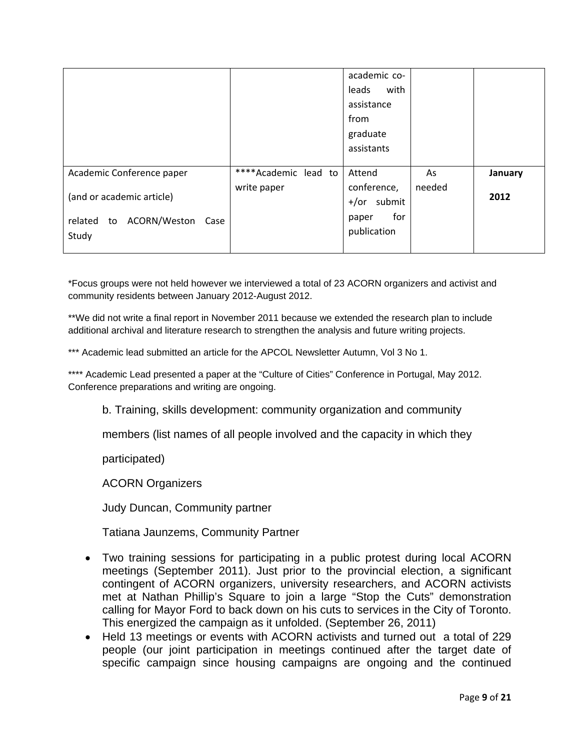| | | academic co-leads with assistance from graduate assistants | | |
|---|---|---|---|---|
| Academic Conference paper (and or academic article) related to ACORN/Weston Case Study | ****Academic lead to write paper | Attend conference, +/or submit paper for publication | As needed | **January 2012** |

*Focus groups were not held however we interviewed a total of 23 ACORN organizers and activist and community residents between January 2012-August 2012.

**We did not write a final report in November 2011 because we extended the research plan to include additional archival and literature research to strengthen the analysis and future writing projects.

*** Academic lead submitted an article for the APCOL Newsletter Autumn, Vol 3 No 1.

**** Academic Lead presented a paper at the "Culture of Cities" Conference in Portugal, May 2012. Conference preparations and writing are ongoing.

b. Training, skills development: community organization and community members (list names of all people involved and the capacity in which they participated)

ACORN Organizers

Judy Duncan, Community partner

Tatiana Jaunzems, Community Partner

- Two training sessions for participating in a public protest during local ACORN meetings (September 2011). Just prior to the provincial election, a significant contingent of ACORN organizers, university researchers, and ACORN activists met at Nathan Phillip's Square to join a large "Stop the Cuts" demonstration calling for Mayor Ford to back down on his cuts to services in the City of Toronto. This energized the campaign as it unfolded. (September 26, 2011)
- Held 13 meetings or events with ACORN activists and turned out a total of 229 people (our joint participation in meetings continued after the target date of specific campaign since housing campaigns are ongoing and the continued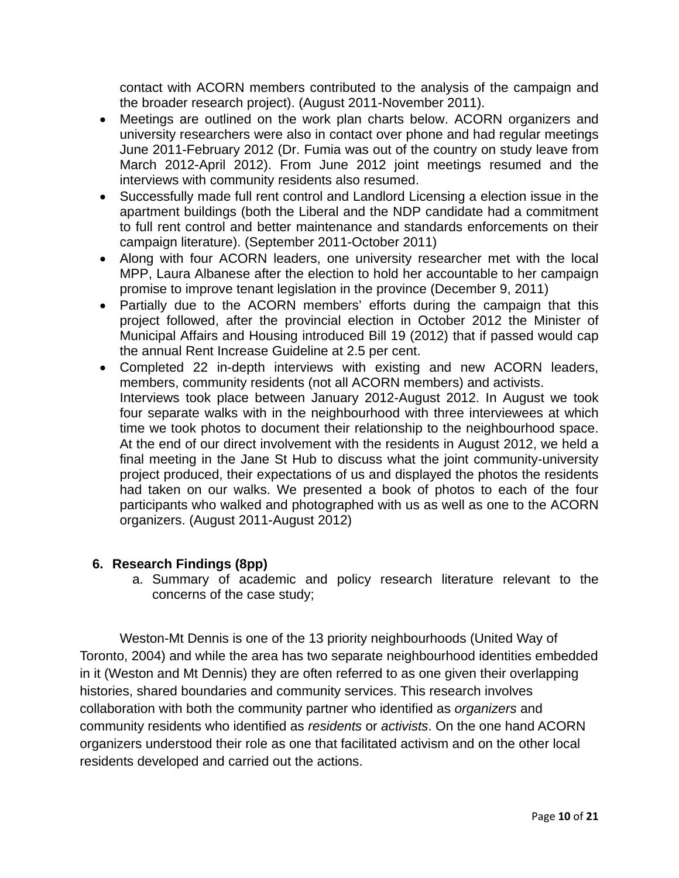contact with ACORN members contributed to the analysis of the campaign and the broader research project). (August 2011-November 2011).

- Meetings are outlined on the work plan charts below. ACORN organizers and university researchers were also in contact over phone and had regular meetings June 2011-February 2012 (Dr. Fumia was out of the country on study leave from March 2012-April 2012). From June 2012 joint meetings resumed and the interviews with community residents also resumed.
- Successfully made full rent control and Landlord Licensing a election issue in the apartment buildings (both the Liberal and the NDP candidate had a commitment to full rent control and better maintenance and standards enforcements on their campaign literature). (September 2011-October 2011)
- Along with four ACORN leaders, one university researcher met with the local MPP, Laura Albanese after the election to hold her accountable to her campaign promise to improve tenant legislation in the province (December 9, 2011)
- Partially due to the ACORN members' efforts during the campaign that this project followed, after the provincial election in October 2012 the Minister of Municipal Affairs and Housing introduced Bill 19 (2012) that if passed would cap the annual Rent Increase Guideline at 2.5 per cent.
- Completed 22 in-depth interviews with existing and new ACORN leaders, members, community residents (not all ACORN members) and activists.
  Interviews took place between January 2012-August 2012. In August we took four separate walks with in the neighbourhood with three interviewees at which time we took photos to document their relationship to the neighbourhood space. At the end of our direct involvement with the residents in August 2012, we held a final meeting in the Jane St Hub to discuss what the joint community-university project produced, their expectations of us and displayed the photos the residents had taken on our walks. We presented a book of photos to each of the four participants who walked and photographed with us as well as one to the ACORN organizers. (August 2011-August 2012)

## 6. Research Findings (8pp)

a. Summary of academic and policy research literature relevant to the concerns of the case study;

Weston-Mt Dennis is one of the 13 priority neighbourhoods (United Way of Toronto, 2004) and while the area has two separate neighbourhood identities embedded in it (Weston and Mt Dennis) they are often referred to as one given their overlapping histories, shared boundaries and community services. This research involves collaboration with both the community partner who identified as *organizers* and community residents who identified as *residents* or *activists*. On the one hand ACORN organizers understood their role as one that facilitated activism and on the other local residents developed and carried out the actions.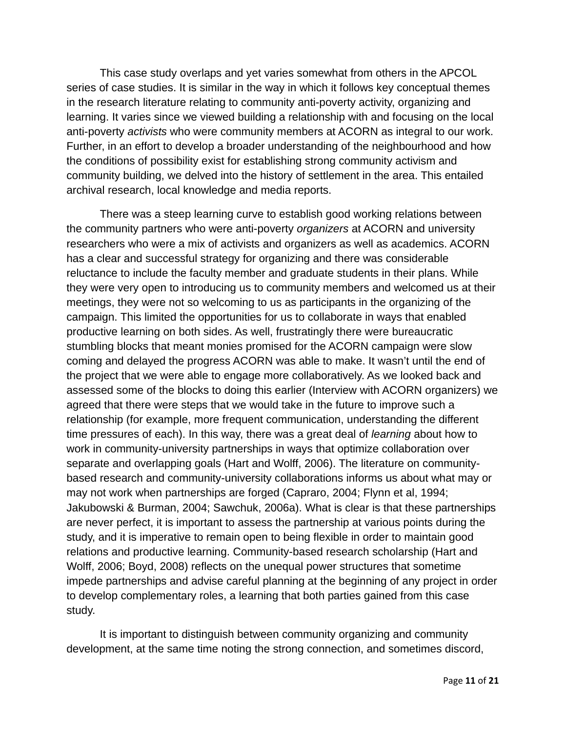This case study overlaps and yet varies somewhat from others in the APCOL series of case studies. It is similar in the way in which it follows key conceptual themes in the research literature relating to community anti-poverty activity, organizing and learning. It varies since we viewed building a relationship with and focusing on the local anti-poverty *activists* who were community members at ACORN as integral to our work. Further, in an effort to develop a broader understanding of the neighbourhood and how the conditions of possibility exist for establishing strong community activism and community building, we delved into the history of settlement in the area. This entailed archival research, local knowledge and media reports.

There was a steep learning curve to establish good working relations between the community partners who were anti-poverty *organizers* at ACORN and university researchers who were a mix of activists and organizers as well as academics. ACORN has a clear and successful strategy for organizing and there was considerable reluctance to include the faculty member and graduate students in their plans. While they were very open to introducing us to community members and welcomed us at their meetings, they were not so welcoming to us as participants in the organizing of the campaign. This limited the opportunities for us to collaborate in ways that enabled productive learning on both sides. As well, frustratingly there were bureaucratic stumbling blocks that meant monies promised for the ACORN campaign were slow coming and delayed the progress ACORN was able to make. It wasn't until the end of the project that we were able to engage more collaboratively. As we looked back and assessed some of the blocks to doing this earlier (Interview with ACORN organizers) we agreed that there were steps that we would take in the future to improve such a relationship (for example, more frequent communication, understanding the different time pressures of each). In this way, there was a great deal of *learning* about how to work in community-university partnerships in ways that optimize collaboration over separate and overlapping goals (Hart and Wolff, 2006). The literature on community-based research and community-university collaborations informs us about what may or may not work when partnerships are forged (Capraro, 2004; Flynn et al, 1994; Jakubowski & Burman, 2004; Sawchuk, 2006a). What is clear is that these partnerships are never perfect, it is important to assess the partnership at various points during the study, and it is imperative to remain open to being flexible in order to maintain good relations and productive learning. Community-based research scholarship (Hart and Wolff, 2006; Boyd, 2008) reflects on the unequal power structures that sometime impede partnerships and advise careful planning at the beginning of any project in order to develop complementary roles, a learning that both parties gained from this case study.

It is important to distinguish between community organizing and community development, at the same time noting the strong connection, and sometimes discord,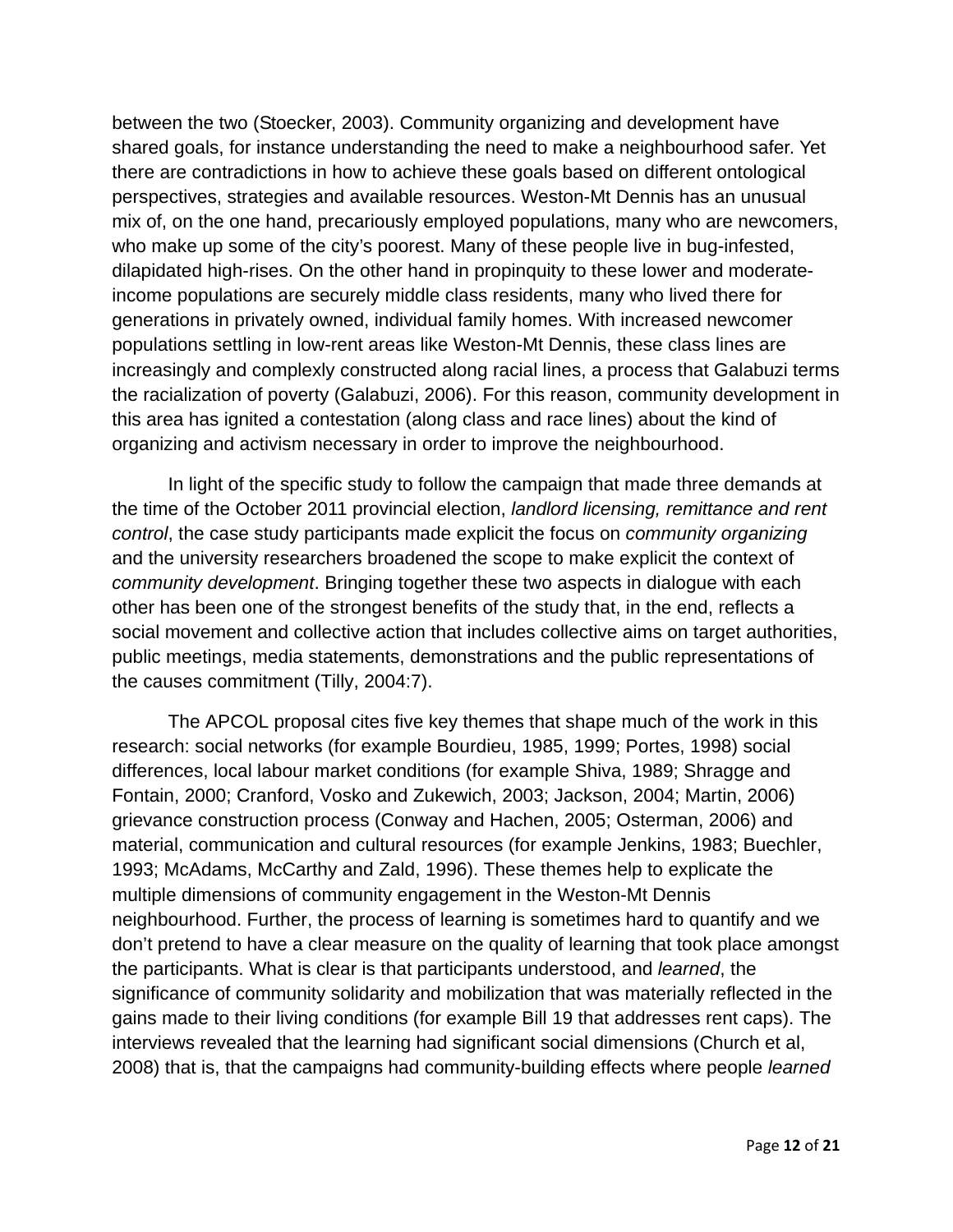between the two (Stoecker, 2003). Community organizing and development have shared goals, for instance understanding the need to make a neighbourhood safer. Yet there are contradictions in how to achieve these goals based on different ontological perspectives, strategies and available resources. Weston-Mt Dennis has an unusual mix of, on the one hand, precariously employed populations, many who are newcomers, who make up some of the city's poorest. Many of these people live in bug-infested, dilapidated high-rises. On the other hand in propinquity to these lower and moderate-income populations are securely middle class residents, many who lived there for generations in privately owned, individual family homes. With increased newcomer populations settling in low-rent areas like Weston-Mt Dennis, these class lines are increasingly and complexly constructed along racial lines, a process that Galabuzi terms the racialization of poverty (Galabuzi, 2006). For this reason, community development in this area has ignited a contestation (along class and race lines) about the kind of organizing and activism necessary in order to improve the neighbourhood.

In light of the specific study to follow the campaign that made three demands at the time of the October 2011 provincial election, *landlord licensing, remittance and rent control*, the case study participants made explicit the focus on *community organizing* and the university researchers broadened the scope to make explicit the context of *community development*. Bringing together these two aspects in dialogue with each other has been one of the strongest benefits of the study that, in the end, reflects a social movement and collective action that includes collective aims on target authorities, public meetings, media statements, demonstrations and the public representations of the causes commitment (Tilly, 2004:7).

The APCOL proposal cites five key themes that shape much of the work in this research: social networks (for example Bourdieu, 1985, 1999; Portes, 1998) social differences, local labour market conditions (for example Shiva, 1989; Shragge and Fontain, 2000; Cranford, Vosko and Zukewich, 2003; Jackson, 2004; Martin, 2006) grievance construction process (Conway and Hachen, 2005; Osterman, 2006) and material, communication and cultural resources (for example Jenkins, 1983; Buechler, 1993; McAdams, McCarthy and Zald, 1996). These themes help to explicate the multiple dimensions of community engagement in the Weston-Mt Dennis neighbourhood. Further, the process of learning is sometimes hard to quantify and we don't pretend to have a clear measure on the quality of learning that took place amongst the participants. What is clear is that participants understood, and *learned*, the significance of community solidarity and mobilization that was materially reflected in the gains made to their living conditions (for example Bill 19 that addresses rent caps). The interviews revealed that the learning had significant social dimensions (Church et al, 2008) that is, that the campaigns had community-building effects where people *learned*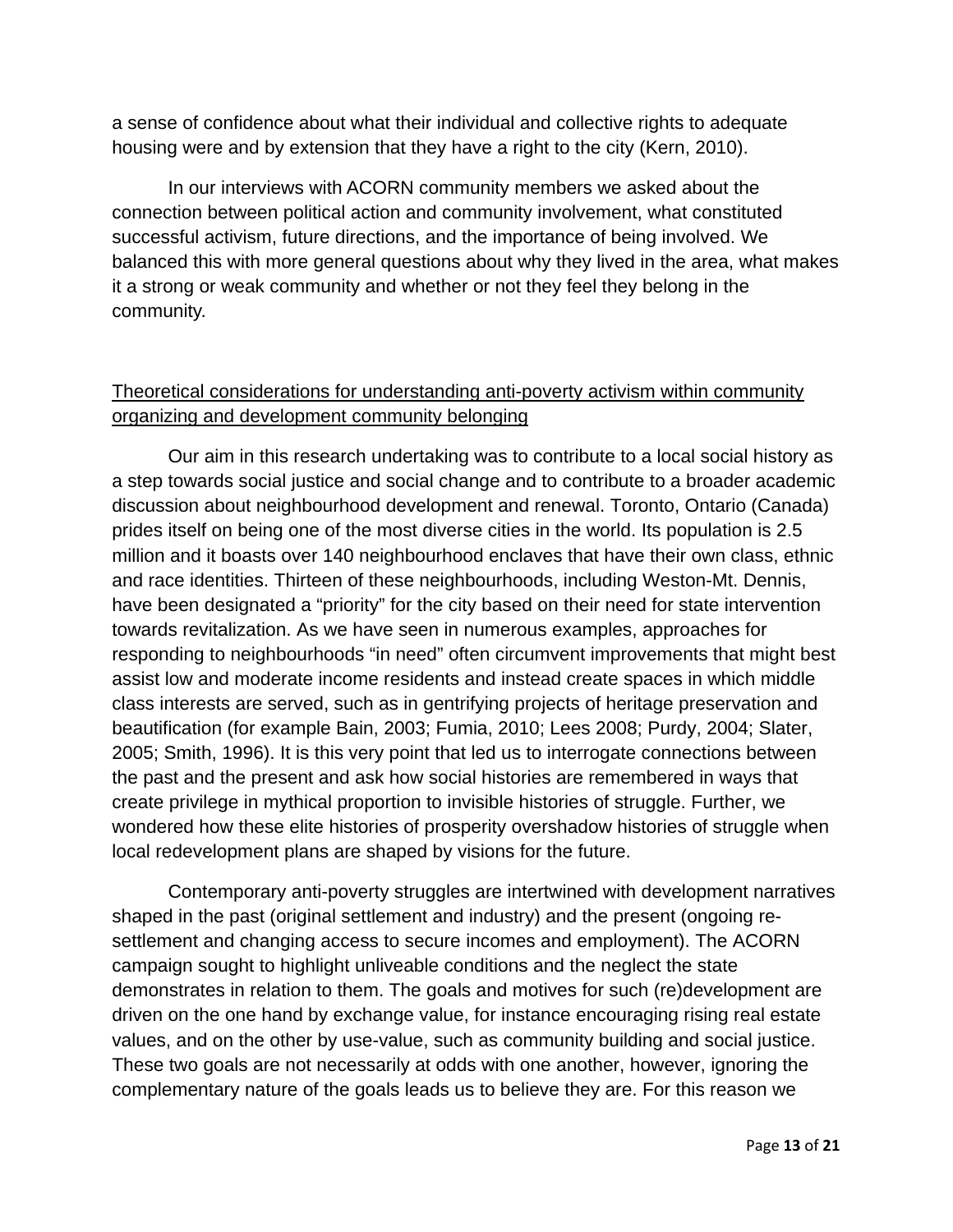a sense of confidence about what their individual and collective rights to adequate housing were and by extension that they have a right to the city (Kern, 2010).

In our interviews with ACORN community members we asked about the connection between political action and community involvement, what constituted successful activism, future directions, and the importance of being involved. We balanced this with more general questions about why they lived in the area, what makes it a strong or weak community and whether or not they feel they belong in the community.

## Theoretical considerations for understanding anti-poverty activism within community organizing and development community belonging

Our aim in this research undertaking was to contribute to a local social history as a step towards social justice and social change and to contribute to a broader academic discussion about neighbourhood development and renewal. Toronto, Ontario (Canada) prides itself on being one of the most diverse cities in the world. Its population is 2.5 million and it boasts over 140 neighbourhood enclaves that have their own class, ethnic and race identities. Thirteen of these neighbourhoods, including Weston-Mt. Dennis, have been designated a "priority" for the city based on their need for state intervention towards revitalization. As we have seen in numerous examples, approaches for responding to neighbourhoods "in need" often circumvent improvements that might best assist low and moderate income residents and instead create spaces in which middle class interests are served, such as in gentrifying projects of heritage preservation and beautification (for example Bain, 2003; Fumia, 2010; Lees 2008; Purdy, 2004; Slater, 2005; Smith, 1996). It is this very point that led us to interrogate connections between the past and the present and ask how social histories are remembered in ways that create privilege in mythical proportion to invisible histories of struggle. Further, we wondered how these elite histories of prosperity overshadow histories of struggle when local redevelopment plans are shaped by visions for the future.

Contemporary anti-poverty struggles are intertwined with development narratives shaped in the past (original settlement and industry) and the present (ongoing re-settlement and changing access to secure incomes and employment). The ACORN campaign sought to highlight unliveable conditions and the neglect the state demonstrates in relation to them. The goals and motives for such (re)development are driven on the one hand by exchange value, for instance encouraging rising real estate values, and on the other by use-value, such as community building and social justice. These two goals are not necessarily at odds with one another, however, ignoring the complementary nature of the goals leads us to believe they are. For this reason we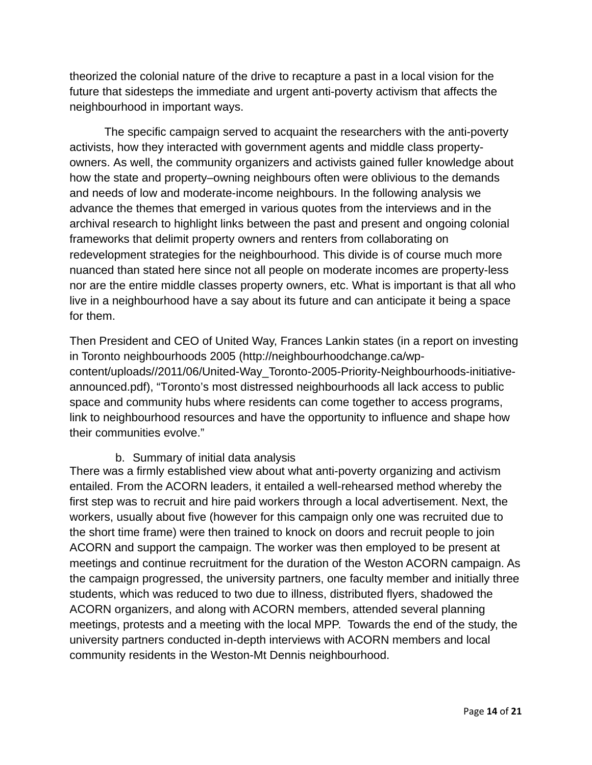theorized the colonial nature of the drive to recapture a past in a local vision for the future that sidesteps the immediate and urgent anti-poverty activism that affects the neighbourhood in important ways.

The specific campaign served to acquaint the researchers with the anti-poverty activists, how they interacted with government agents and middle class property-owners. As well, the community organizers and activists gained fuller knowledge about how the state and property–owning neighbours often were oblivious to the demands and needs of low and moderate-income neighbours. In the following analysis we advance the themes that emerged in various quotes from the interviews and in the archival research to highlight links between the past and present and ongoing colonial frameworks that delimit property owners and renters from collaborating on redevelopment strategies for the neighbourhood. This divide is of course much more nuanced than stated here since not all people on moderate incomes are property-less nor are the entire middle classes property owners, etc. What is important is that all who live in a neighbourhood have a say about its future and can anticipate it being a space for them.

Then President and CEO of United Way, Frances Lankin states (in a report on investing in Toronto neighbourhoods 2005 (http://neighbourhoodchange.ca/wp-content/uploads//2011/06/United-Way_Toronto-2005-Priority-Neighbourhoods-initiative-announced.pdf), "Toronto's most distressed neighbourhoods all lack access to public space and community hubs where residents can come together to access programs, link to neighbourhood resources and have the opportunity to influence and shape how their communities evolve."

b. Summary of initial data analysis

There was a firmly established view about what anti-poverty organizing and activism entailed. From the ACORN leaders, it entailed a well-rehearsed method whereby the first step was to recruit and hire paid workers through a local advertisement. Next, the workers, usually about five (however for this campaign only one was recruited due to the short time frame) were then trained to knock on doors and recruit people to join ACORN and support the campaign. The worker was then employed to be present at meetings and continue recruitment for the duration of the Weston ACORN campaign. As the campaign progressed, the university partners, one faculty member and initially three students, which was reduced to two due to illness, distributed flyers, shadowed the ACORN organizers, and along with ACORN members, attended several planning meetings, protests and a meeting with the local MPP. Towards the end of the study, the university partners conducted in-depth interviews with ACORN members and local community residents in the Weston-Mt Dennis neighbourhood.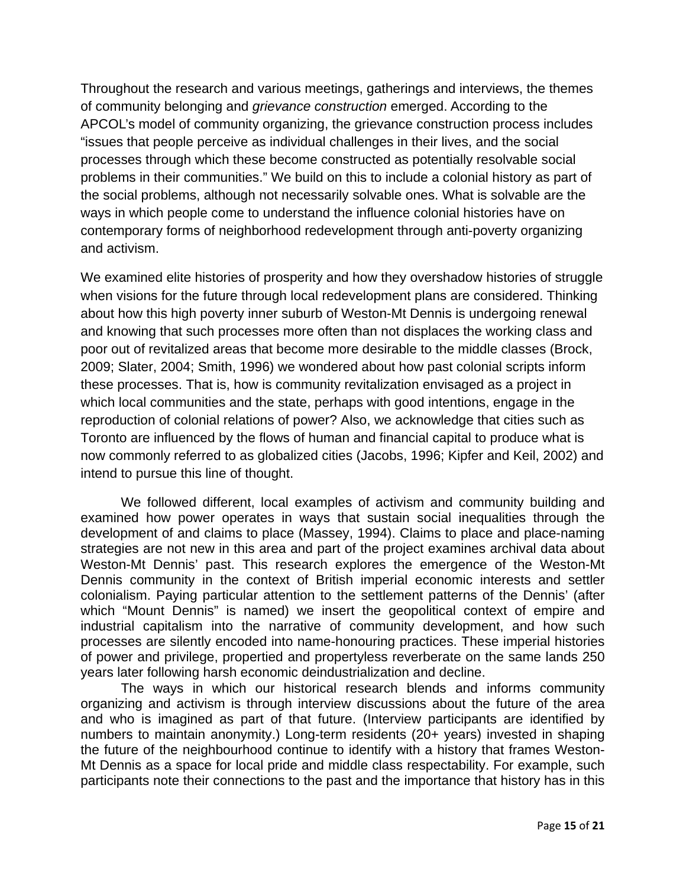Throughout the research and various meetings, gatherings and interviews, the themes of community belonging and *grievance construction* emerged. According to the APCOL's model of community organizing, the grievance construction process includes "issues that people perceive as individual challenges in their lives, and the social processes through which these become constructed as potentially resolvable social problems in their communities." We build on this to include a colonial history as part of the social problems, although not necessarily solvable ones. What is solvable are the ways in which people come to understand the influence colonial histories have on contemporary forms of neighborhood redevelopment through anti-poverty organizing and activism.

We examined elite histories of prosperity and how they overshadow histories of struggle when visions for the future through local redevelopment plans are considered. Thinking about how this high poverty inner suburb of Weston-Mt Dennis is undergoing renewal and knowing that such processes more often than not displaces the working class and poor out of revitalized areas that become more desirable to the middle classes (Brock, 2009; Slater, 2004; Smith, 1996) we wondered about how past colonial scripts inform these processes. That is, how is community revitalization envisaged as a project in which local communities and the state, perhaps with good intentions, engage in the reproduction of colonial relations of power? Also, we acknowledge that cities such as Toronto are influenced by the flows of human and financial capital to produce what is now commonly referred to as globalized cities (Jacobs, 1996; Kipfer and Keil, 2002) and intend to pursue this line of thought.

We followed different, local examples of activism and community building and examined how power operates in ways that sustain social inequalities through the development of and claims to place (Massey, 1994). Claims to place and place-naming strategies are not new in this area and part of the project examines archival data about Weston-Mt Dennis' past. This research explores the emergence of the Weston-Mt Dennis community in the context of British imperial economic interests and settler colonialism. Paying particular attention to the settlement patterns of the Dennis' (after which "Mount Dennis" is named) we insert the geopolitical context of empire and industrial capitalism into the narrative of community development, and how such processes are silently encoded into name-honouring practices. These imperial histories of power and privilege, propertied and propertyless reverberate on the same lands 250 years later following harsh economic deindustrialization and decline.

The ways in which our historical research blends and informs community organizing and activism is through interview discussions about the future of the area and who is imagined as part of that future. (Interview participants are identified by numbers to maintain anonymity.) Long-term residents (20+ years) invested in shaping the future of the neighbourhood continue to identify with a history that frames Weston-Mt Dennis as a space for local pride and middle class respectability. For example, such participants note their connections to the past and the importance that history has in this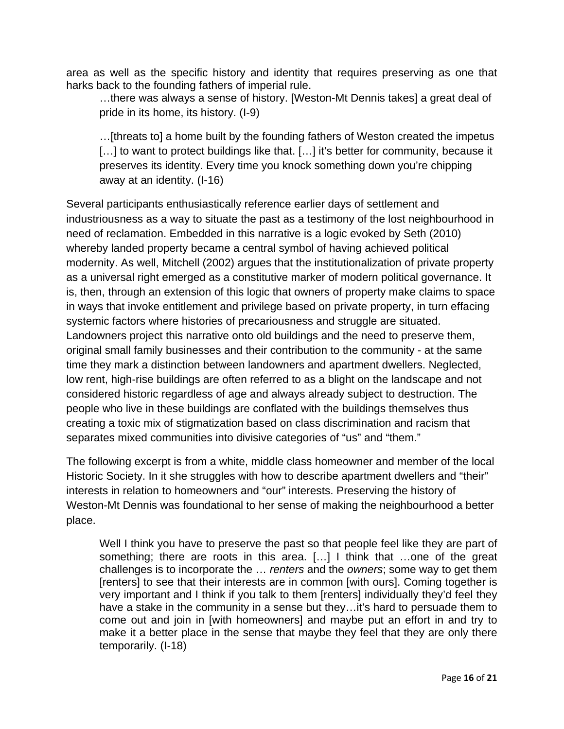area as well as the specific history and identity that requires preserving as one that harks back to the founding fathers of imperial rule.

> …there was always a sense of history. [Weston-Mt Dennis takes] a great deal of pride in its home, its history. (I-9)

> …[threats to] a home built by the founding fathers of Weston created the impetus […] to want to protect buildings like that. […] it's better for community, because it preserves its identity. Every time you knock something down you're chipping away at an identity. (I-16)

Several participants enthusiastically reference earlier days of settlement and industriousness as a way to situate the past as a testimony of the lost neighbourhood in need of reclamation. Embedded in this narrative is a logic evoked by Seth (2010) whereby landed property became a central symbol of having achieved political modernity. As well, Mitchell (2002) argues that the institutionalization of private property as a universal right emerged as a constitutive marker of modern political governance. It is, then, through an extension of this logic that owners of property make claims to space in ways that invoke entitlement and privilege based on private property, in turn effacing systemic factors where histories of precariousness and struggle are situated. Landowners project this narrative onto old buildings and the need to preserve them, original small family businesses and their contribution to the community - at the same time they mark a distinction between landowners and apartment dwellers. Neglected, low rent, high-rise buildings are often referred to as a blight on the landscape and not considered historic regardless of age and always already subject to destruction. The people who live in these buildings are conflated with the buildings themselves thus creating a toxic mix of stigmatization based on class discrimination and racism that separates mixed communities into divisive categories of "us" and "them."

The following excerpt is from a white, middle class homeowner and member of the local Historic Society. In it she struggles with how to describe apartment dwellers and "their" interests in relation to homeowners and "our" interests. Preserving the history of Weston-Mt Dennis was foundational to her sense of making the neighbourhood a better place.

> Well I think you have to preserve the past so that people feel like they are part of something; there are roots in this area. […] I think that …one of the great challenges is to incorporate the … *renters* and the *owners*; some way to get them [renters] to see that their interests are in common [with ours]. Coming together is very important and I think if you talk to them [renters] individually they'd feel they have a stake in the community in a sense but they…it's hard to persuade them to come out and join in [with homeowners] and maybe put an effort in and try to make it a better place in the sense that maybe they feel that they are only there temporarily. (I-18)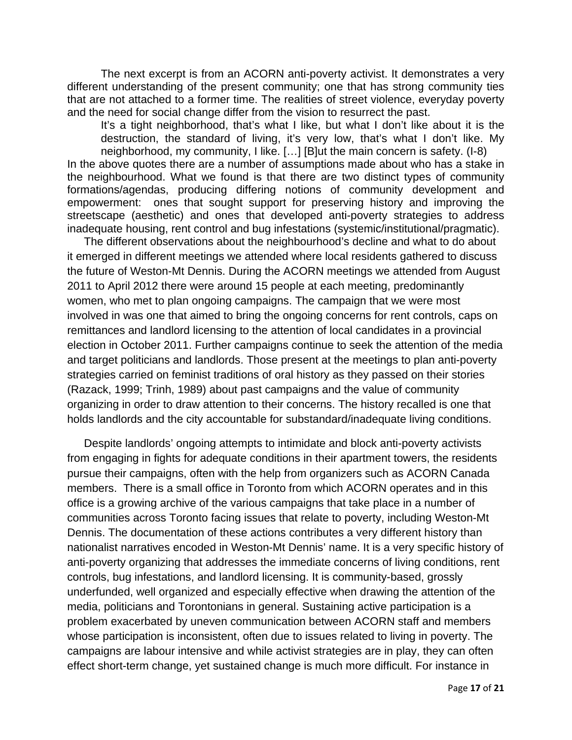The next excerpt is from an ACORN anti-poverty activist. It demonstrates a very different understanding of the present community; one that has strong community ties that are not attached to a former time. The realities of street violence, everyday poverty and the need for social change differ from the vision to resurrect the past.

> It's a tight neighborhood, that's what I like, but what I don't like about it is the destruction, the standard of living, it's very low, that's what I don't like. My neighborhood, my community, I like. […] [B]ut the main concern is safety. (I-8)

In the above quotes there are a number of assumptions made about who has a stake in the neighbourhood. What we found is that there are two distinct types of community formations/agendas, producing differing notions of community development and empowerment: ones that sought support for preserving history and improving the streetscape (aesthetic) and ones that developed anti-poverty strategies to address inadequate housing, rent control and bug infestations (systemic/institutional/pragmatic).

The different observations about the neighbourhood's decline and what to do about it emerged in different meetings we attended where local residents gathered to discuss the future of Weston-Mt Dennis. During the ACORN meetings we attended from August 2011 to April 2012 there were around 15 people at each meeting, predominantly women, who met to plan ongoing campaigns. The campaign that we were most involved in was one that aimed to bring the ongoing concerns for rent controls, caps on remittances and landlord licensing to the attention of local candidates in a provincial election in October 2011. Further campaigns continue to seek the attention of the media and target politicians and landlords. Those present at the meetings to plan anti-poverty strategies carried on feminist traditions of oral history as they passed on their stories (Razack, 1999; Trinh, 1989) about past campaigns and the value of community organizing in order to draw attention to their concerns. The history recalled is one that holds landlords and the city accountable for substandard/inadequate living conditions.

Despite landlords' ongoing attempts to intimidate and block anti-poverty activists from engaging in fights for adequate conditions in their apartment towers, the residents pursue their campaigns, often with the help from organizers such as ACORN Canada members. There is a small office in Toronto from which ACORN operates and in this office is a growing archive of the various campaigns that take place in a number of communities across Toronto facing issues that relate to poverty, including Weston-Mt Dennis. The documentation of these actions contributes a very different history than nationalist narratives encoded in Weston-Mt Dennis' name. It is a very specific history of anti-poverty organizing that addresses the immediate concerns of living conditions, rent controls, bug infestations, and landlord licensing. It is community-based, grossly underfunded, well organized and especially effective when drawing the attention of the media, politicians and Torontonians in general. Sustaining active participation is a problem exacerbated by uneven communication between ACORN staff and members whose participation is inconsistent, often due to issues related to living in poverty. The campaigns are labour intensive and while activist strategies are in play, they can often effect short-term change, yet sustained change is much more difficult. For instance in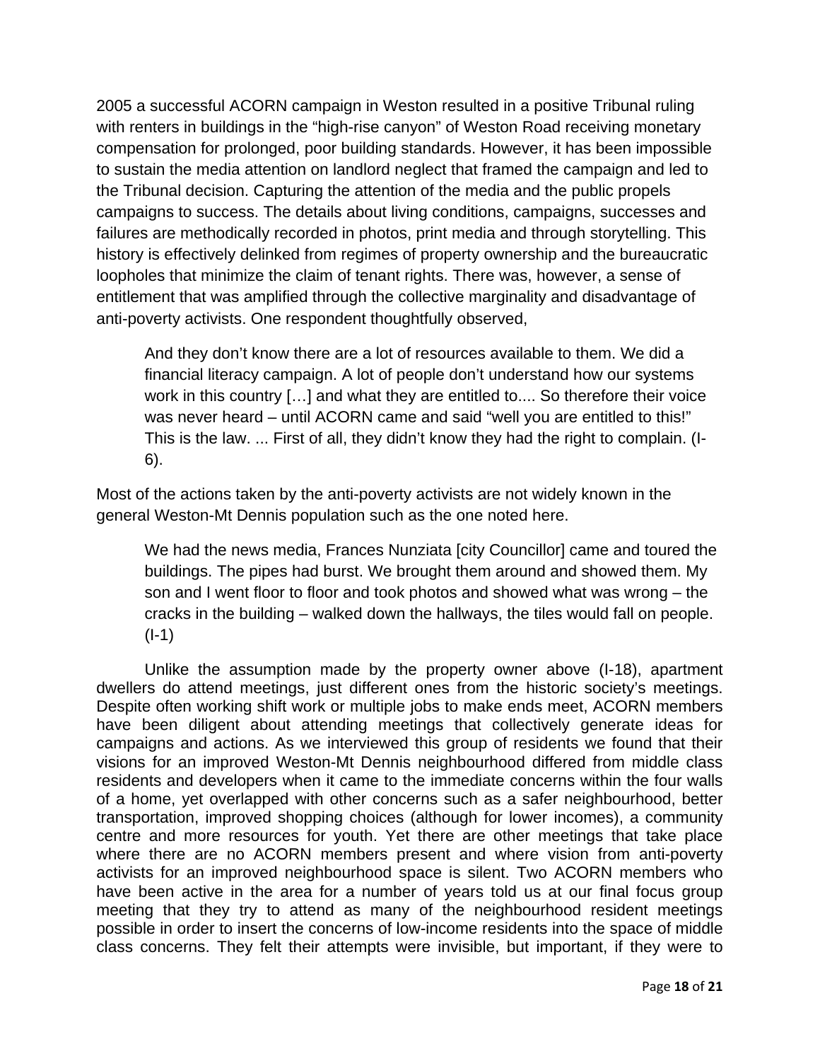2005 a successful ACORN campaign in Weston resulted in a positive Tribunal ruling with renters in buildings in the "high-rise canyon" of Weston Road receiving monetary compensation for prolonged, poor building standards. However, it has been impossible to sustain the media attention on landlord neglect that framed the campaign and led to the Tribunal decision. Capturing the attention of the media and the public propels campaigns to success. The details about living conditions, campaigns, successes and failures are methodically recorded in photos, print media and through storytelling. This history is effectively delinked from regimes of property ownership and the bureaucratic loopholes that minimize the claim of tenant rights. There was, however, a sense of entitlement that was amplified through the collective marginality and disadvantage of anti-poverty activists. One respondent thoughtfully observed,

> And they don't know there are a lot of resources available to them. We did a financial literacy campaign. A lot of people don't understand how our systems work in this country […] and what they are entitled to.... So therefore their voice was never heard – until ACORN came and said "well you are entitled to this!" This is the law. ... First of all, they didn't know they had the right to complain. (I-6).

Most of the actions taken by the anti-poverty activists are not widely known in the general Weston-Mt Dennis population such as the one noted here.

> We had the news media, Frances Nunziata [city Councillor] came and toured the buildings. The pipes had burst. We brought them around and showed them. My son and I went floor to floor and took photos and showed what was wrong – the cracks in the building – walked down the hallways, the tiles would fall on people. (I-1)

Unlike the assumption made by the property owner above (I-18), apartment dwellers do attend meetings, just different ones from the historic society's meetings. Despite often working shift work or multiple jobs to make ends meet, ACORN members have been diligent about attending meetings that collectively generate ideas for campaigns and actions. As we interviewed this group of residents we found that their visions for an improved Weston-Mt Dennis neighbourhood differed from middle class residents and developers when it came to the immediate concerns within the four walls of a home, yet overlapped with other concerns such as a safer neighbourhood, better transportation, improved shopping choices (although for lower incomes), a community centre and more resources for youth. Yet there are other meetings that take place where there are no ACORN members present and where vision from anti-poverty activists for an improved neighbourhood space is silent. Two ACORN members who have been active in the area for a number of years told us at our final focus group meeting that they try to attend as many of the neighbourhood resident meetings possible in order to insert the concerns of low-income residents into the space of middle class concerns. They felt their attempts were invisible, but important, if they were to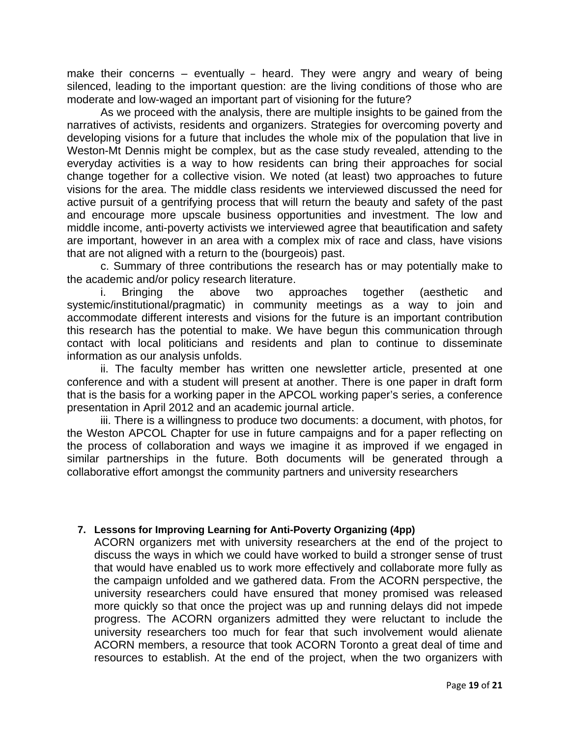make their concerns – eventually – heard. They were angry and weary of being silenced, leading to the important question: are the living conditions of those who are moderate and low-waged an important part of visioning for the future?

As we proceed with the analysis, there are multiple insights to be gained from the narratives of activists, residents and organizers. Strategies for overcoming poverty and developing visions for a future that includes the whole mix of the population that live in Weston-Mt Dennis might be complex, but as the case study revealed, attending to the everyday activities is a way to how residents can bring their approaches for social change together for a collective vision. We noted (at least) two approaches to future visions for the area. The middle class residents we interviewed discussed the need for active pursuit of a gentrifying process that will return the beauty and safety of the past and encourage more upscale business opportunities and investment. The low and middle income, anti-poverty activists we interviewed agree that beautification and safety are important, however in an area with a complex mix of race and class, have visions that are not aligned with a return to the (bourgeois) past.

c. Summary of three contributions the research has or may potentially make to the academic and/or policy research literature.

i. Bringing the above two approaches together (aesthetic and systemic/institutional/pragmatic) in community meetings as a way to join and accommodate different interests and visions for the future is an important contribution this research has the potential to make. We have begun this communication through contact with local politicians and residents and plan to continue to disseminate information as our analysis unfolds.

ii. The faculty member has written one newsletter article, presented at one conference and with a student will present at another. There is one paper in draft form that is the basis for a working paper in the APCOL working paper's series, a conference presentation in April 2012 and an academic journal article.

iii. There is a willingness to produce two documents: a document, with photos, for the Weston APCOL Chapter for use in future campaigns and for a paper reflecting on the process of collaboration and ways we imagine it as improved if we engaged in similar partnerships in the future. Both documents will be generated through a collaborative effort amongst the community partners and university researchers

## 7. Lessons for Improving Learning for Anti-Poverty Organizing (4pp)

ACORN organizers met with university researchers at the end of the project to discuss the ways in which we could have worked to build a stronger sense of trust that would have enabled us to work more effectively and collaborate more fully as the campaign unfolded and we gathered data. From the ACORN perspective, the university researchers could have ensured that money promised was released more quickly so that once the project was up and running delays did not impede progress. The ACORN organizers admitted they were reluctant to include the university researchers too much for fear that such involvement would alienate ACORN members, a resource that took ACORN Toronto a great deal of time and resources to establish. At the end of the project, when the two organizers with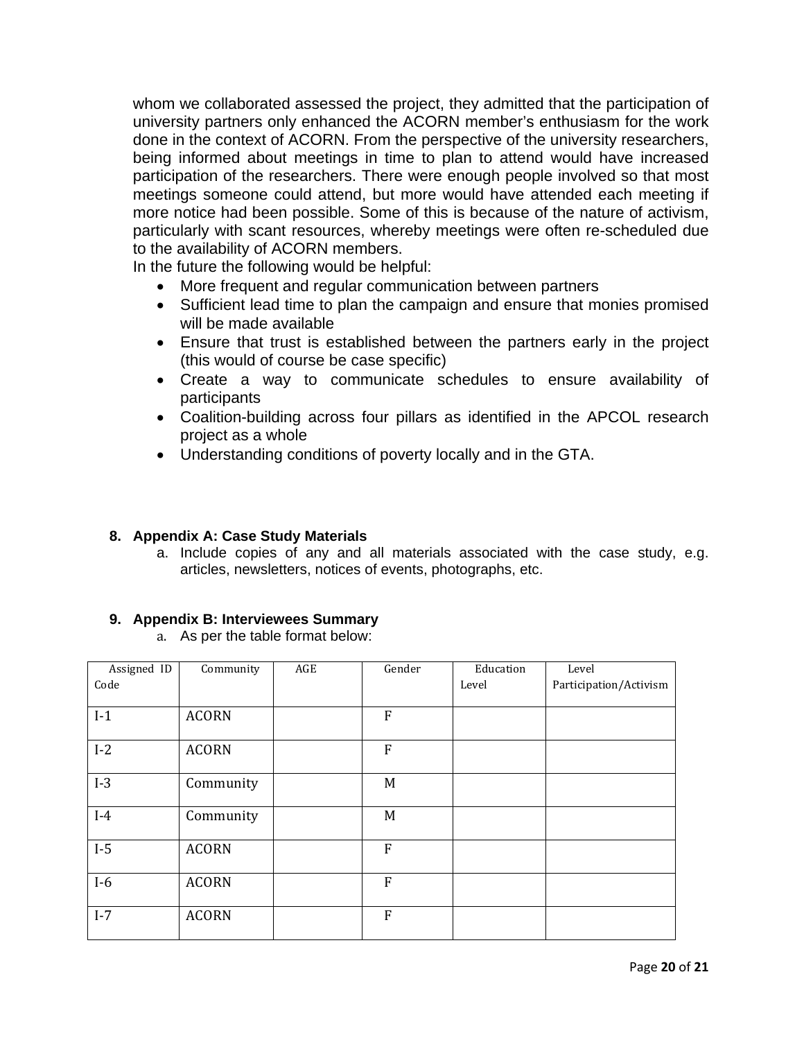whom we collaborated assessed the project, they admitted that the participation of university partners only enhanced the ACORN member's enthusiasm for the work done in the context of ACORN. From the perspective of the university researchers, being informed about meetings in time to plan to attend would have increased participation of the researchers. There were enough people involved so that most meetings someone could attend, but more would have attended each meeting if more notice had been possible. Some of this is because of the nature of activism, particularly with scant resources, whereby meetings were often re-scheduled due to the availability of ACORN members.

In the future the following would be helpful:

- More frequent and regular communication between partners
- Sufficient lead time to plan the campaign and ensure that monies promised will be made available
- Ensure that trust is established between the partners early in the project (this would of course be case specific)
- Create a way to communicate schedules to ensure availability of participants
- Coalition-building across four pillars as identified in the APCOL research project as a whole
- Understanding conditions of poverty locally and in the GTA.

## 8. Appendix A: Case Study Materials

a. Include copies of any and all materials associated with the case study, e.g. articles, newsletters, notices of events, photographs, etc.

## 9. Appendix B: Interviewees Summary

a. As per the table format below:

| Assigned ID Code | Community | AGE | Gender | Education Level | Level Participation/Activism |
|---|---|---|---|---|---|
| I-1 | ACORN | | F | | |
| I-2 | ACORN | | F | | |
| I-3 | Community | | M | | |
| I-4 | Community | | M | | |
| I-5 | ACORN | | F | | |
| I-6 | ACORN | | F | | |
| I-7 | ACORN | | F | | |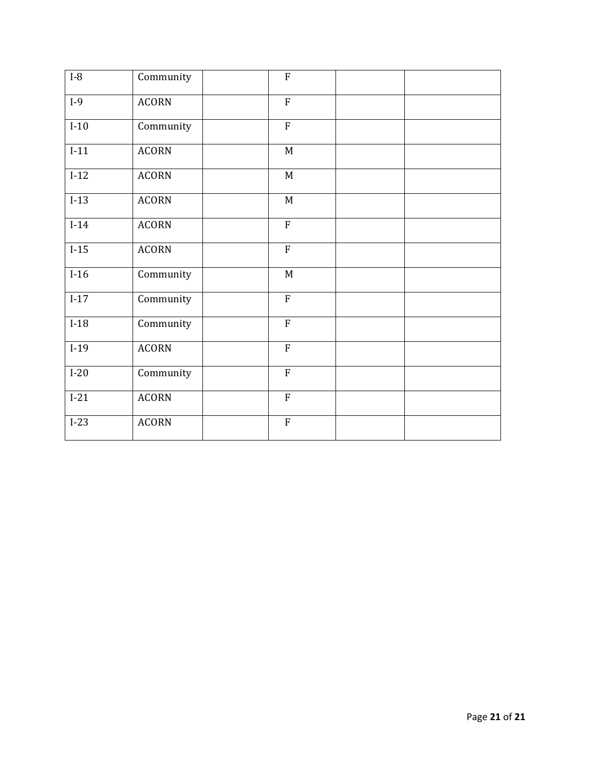| | | | | | |
|---|---|---|---|---|---|
| I-8 | Community | | F | | |
| I-9 | ACORN | | F | | |
| I-10 | Community | | F | | |
| I-11 | ACORN | | M | | |
| I-12 | ACORN | | M | | |
| I-13 | ACORN | | M | | |
| I-14 | ACORN | | F | | |
| I-15 | ACORN | | F | | |
| I-16 | Community | | M | | |
| I-17 | Community | | F | | |
| I-18 | Community | | F | | |
| I-19 | ACORN | | F | | |
| I-20 | Community | | F | | |
| I-21 | ACORN | | F | | |
| I-23 | ACORN | | F | | |